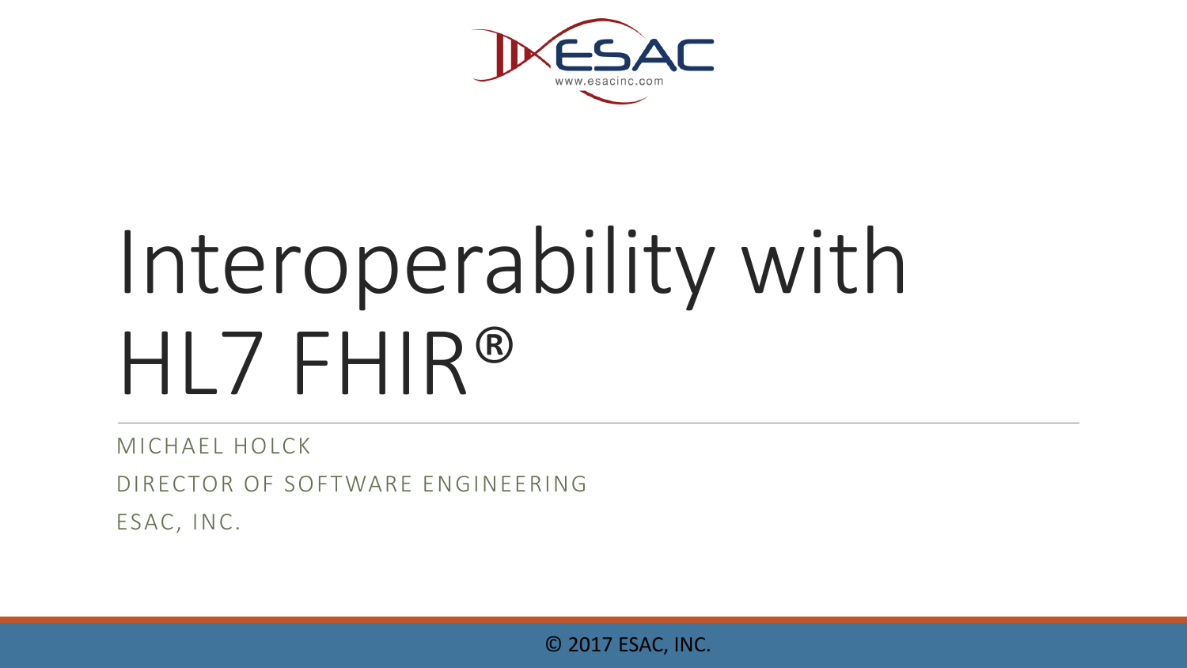ESAC
www.esacinc.com

# Interoperability with HL7 FHIR®

MICHAEL HOLCK

DIRECTOR OF SOFTWARE ENGINEERING

ESAC, INC.

© 2017 ESAC, INC.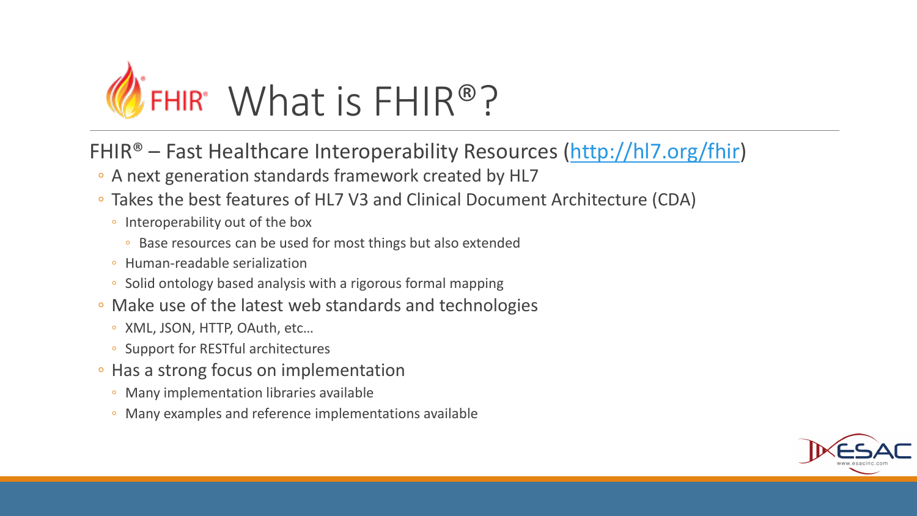# What is FHIR®?

FHIR® – Fast Healthcare Interoperability Resources (http://hl7.org/fhir)

- A next generation standards framework created by HL7
- Takes the best features of HL7 V3 and Clinical Document Architecture (CDA)
  - Interoperability out of the box
    - Base resources can be used for most things but also extended
  - Human-readable serialization
  - Solid ontology based analysis with a rigorous formal mapping
- Make use of the latest web standards and technologies
  - XML, JSON, HTTP, OAuth, etc…
  - Support for RESTful architectures
- Has a strong focus on implementation
  - Many implementation libraries available
  - Many examples and reference implementations available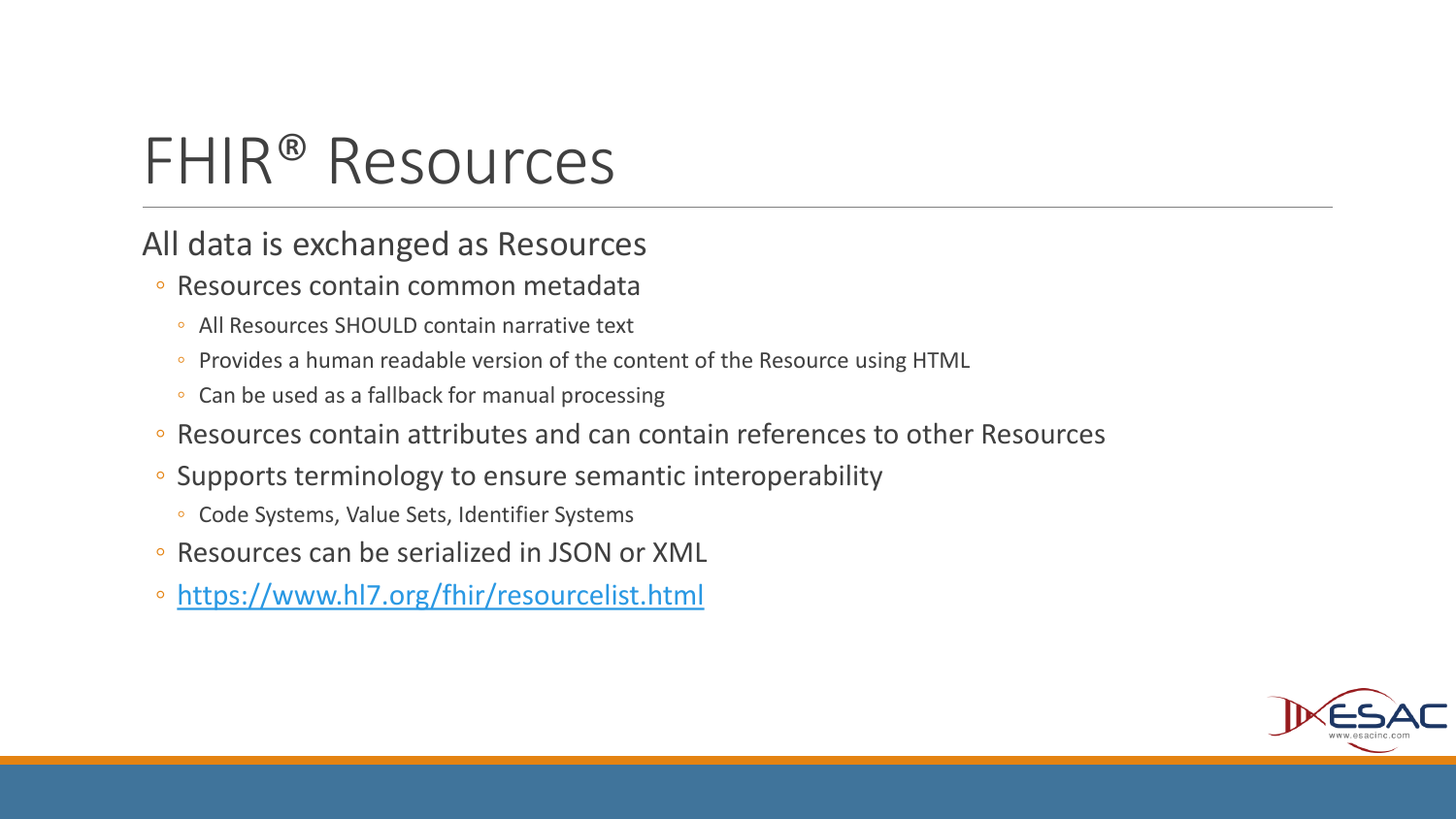# FHIR® Resources

All data is exchanged as Resources

- Resources contain common metadata
  - All Resources SHOULD contain narrative text
  - Provides a human readable version of the content of the Resource using HTML
  - Can be used as a fallback for manual processing
- Resources contain attributes and can contain references to other Resources
- Supports terminology to ensure semantic interoperability
  - Code Systems, Value Sets, Identifier Systems
- Resources can be serialized in JSON or XML
- [https://www.hl7.org/fhir/resourcelist.html](https://www.hl7.org/fhir/resourcelist.html)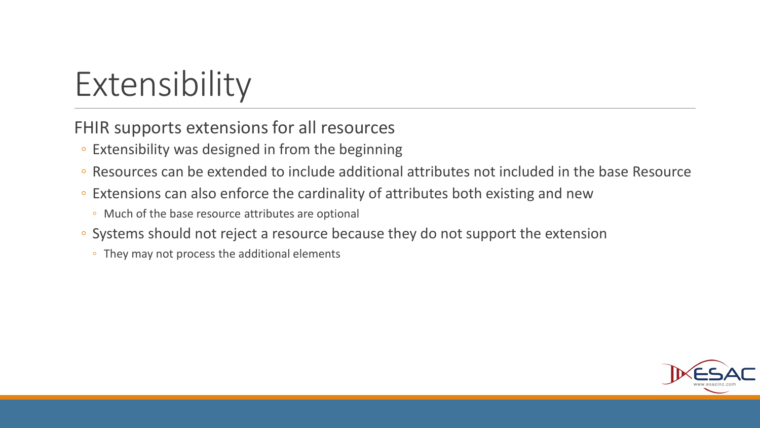# Extensibility

FHIR supports extensions for all resources

- Extensibility was designed in from the beginning
- Resources can be extended to include additional attributes not included in the base Resource
- Extensions can also enforce the cardinality of attributes both existing and new
  - Much of the base resource attributes are optional
- Systems should not reject a resource because they do not support the extension
  - They may not process the additional elements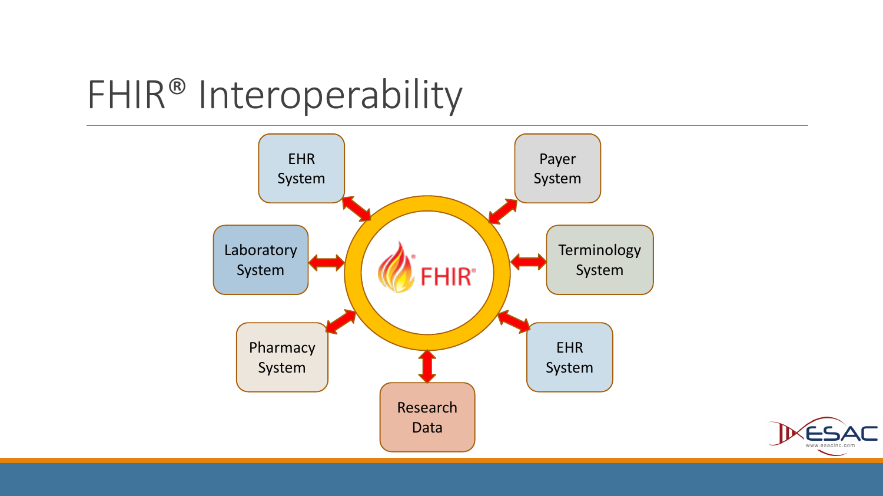# FHIR® Interoperability

EHR System

Payer System

Laboratory System

FHIR

Terminology System

Pharmacy System

EHR System

Research Data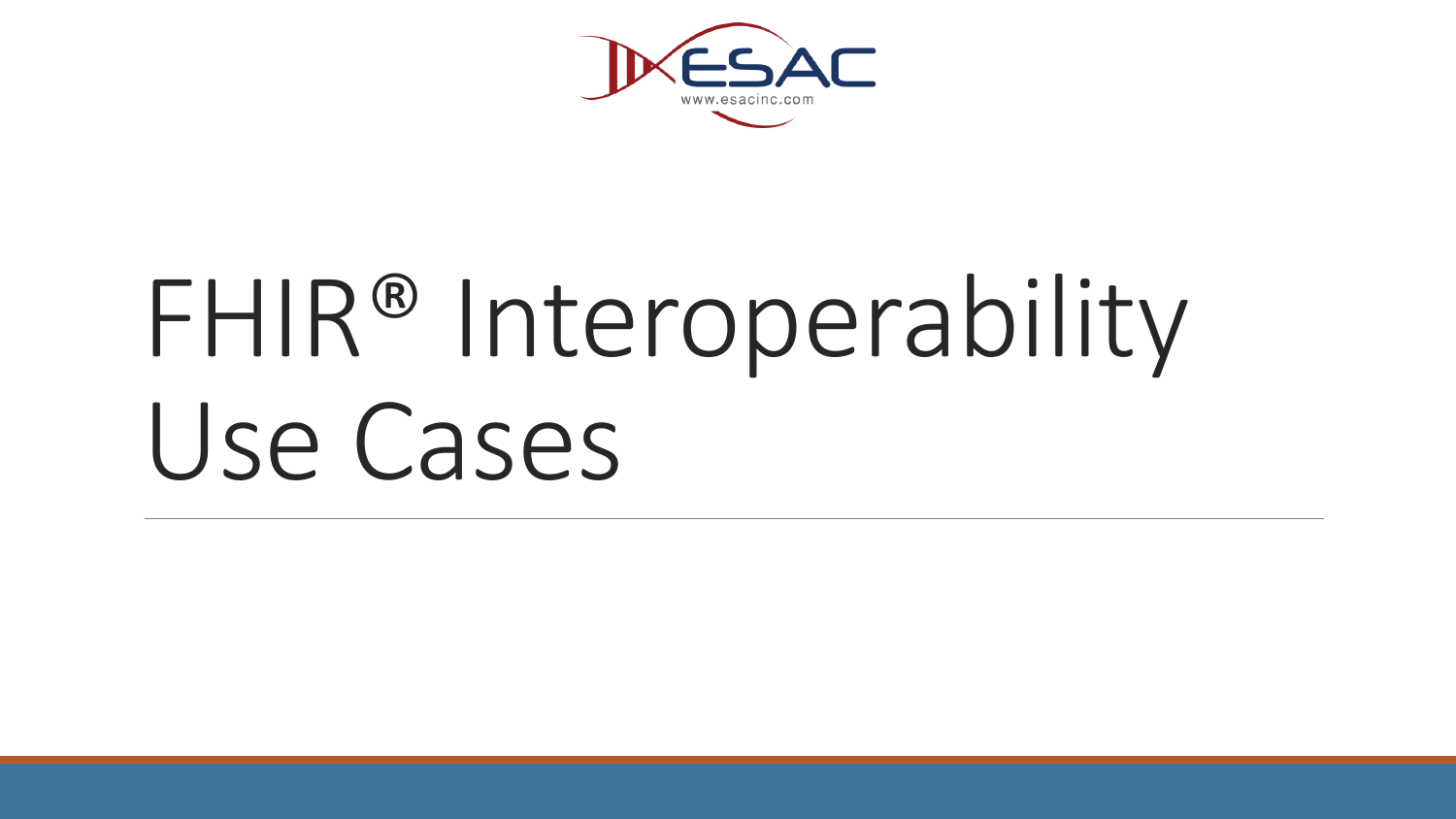ESAC

www.esacinc.com

# FHIR® Interoperability Use Cases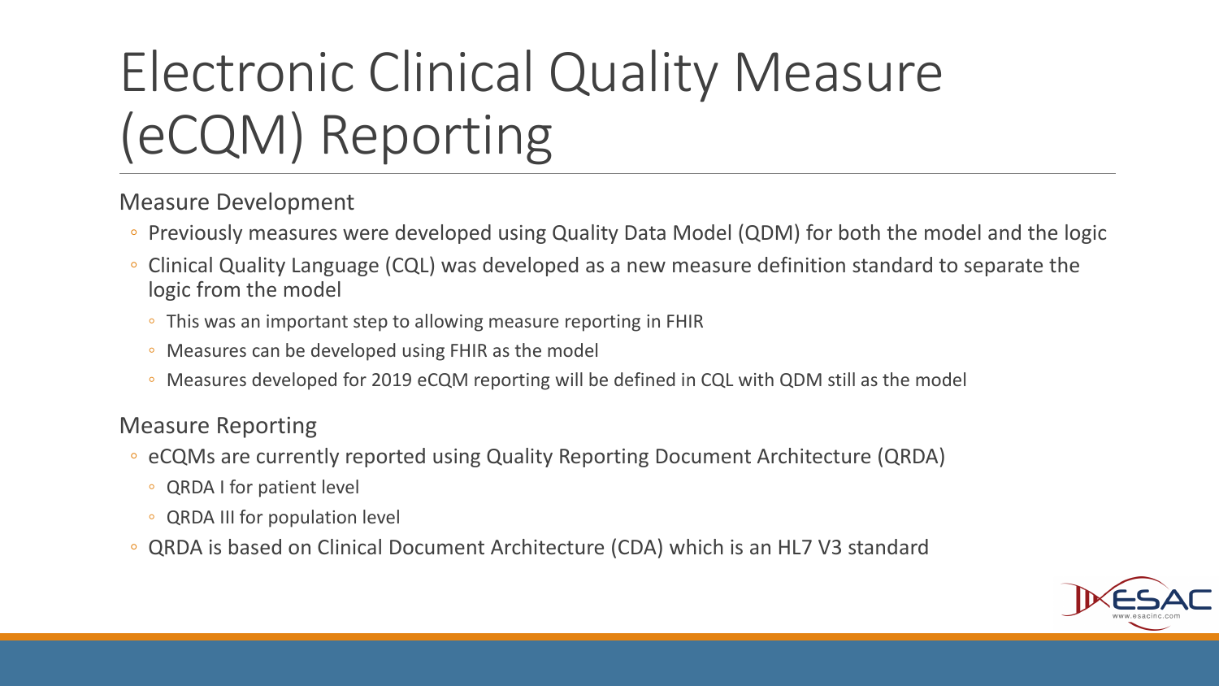# Electronic Clinical Quality Measure (eCQM) Reporting

Measure Development

- Previously measures were developed using Quality Data Model (QDM) for both the model and the logic
- Clinical Quality Language (CQL) was developed as a new measure definition standard to separate the logic from the model
  - This was an important step to allowing measure reporting in FHIR
  - Measures can be developed using FHIR as the model
  - Measures developed for 2019 eCQM reporting will be defined in CQL with QDM still as the model

Measure Reporting

- eCQMs are currently reported using Quality Reporting Document Architecture (QRDA)
  - QRDA I for patient level
  - QRDA III for population level
- QRDA is based on Clinical Document Architecture (CDA) which is an HL7 V3 standard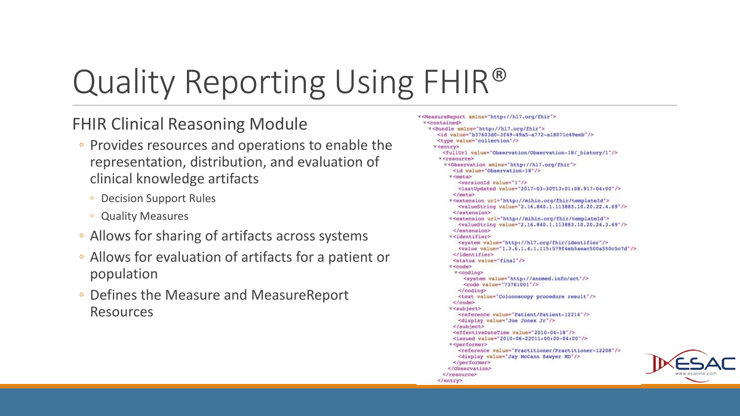# Quality Reporting Using FHIR®

## FHIR Clinical Reasoning Module

- Provides resources and operations to enable the representation, distribution, and evaluation of clinical knowledge artifacts
  - Decision Support Rules
  - Quality Measures
- Allows for sharing of artifacts across systems
- Allows for evaluation of artifacts for a patient or population
- Defines the Measure and MeasureReport Resources

```xml
<MeasureReport xmlns="http://hl7.org/fhir">
  <contained>
    <Bundle xmlns="http://hl7.org/fhir">
      <id value="b37603d0-3f49-49a5-a772-a18071c49eeb"/>
      <type value="collection"/>
      <entry>
        <fullUrl value="Observation/Observation-18/_history/1"/>
        <resource>
          <Observation xmlns="http://hl7.org/fhir">
            <id value="Observation-18"/>
            <meta>
              <versionId value="1"/>
              <lastUpdated value="2017-03-30T13:01:08.917-04:00"/>
            </meta>
            <extension url="http://mihin.org/fhir/templateId">
              <valueString value="2.16.840.1.113883.10.20.22.4.69"/>
            </extension>
            <extension url="http://mihin.org/fhir/templateId">
              <valueString value="2.16.840.1.113883.10.20.24.3.69"/>
            </extension>
            <identifier>
              <system value="http://hl7.org/fhir/identifier"/>
              <value value="1.3.6.1.4.1.115:579f4eb5aeac500a550c5c7d"/>
            </identifier>
            <status value="final"/>
            <code>
              <coding>
                <system value="http://snomed.info/sct"/>
                <code value="73761001"/>
              </coding>
              <text value="Colonoscopy procedure result"/>
            </code>
            <subject>
              <reference value="Patient/Patient-12214"/>
              <display value="Joe Jones Jr"/>
            </subject>
            <effectiveDateTime value="2010-04-18"/>
            <issued value="2010-06-22T11:00:00-04:00"/>
            <performer>
              <reference value="Practitioner/Practitioner-12208"/>
              <display value="Jay McCann Sawyer MD"/>
            </performer>
          </Observation>
        </resource>
      </entry>
```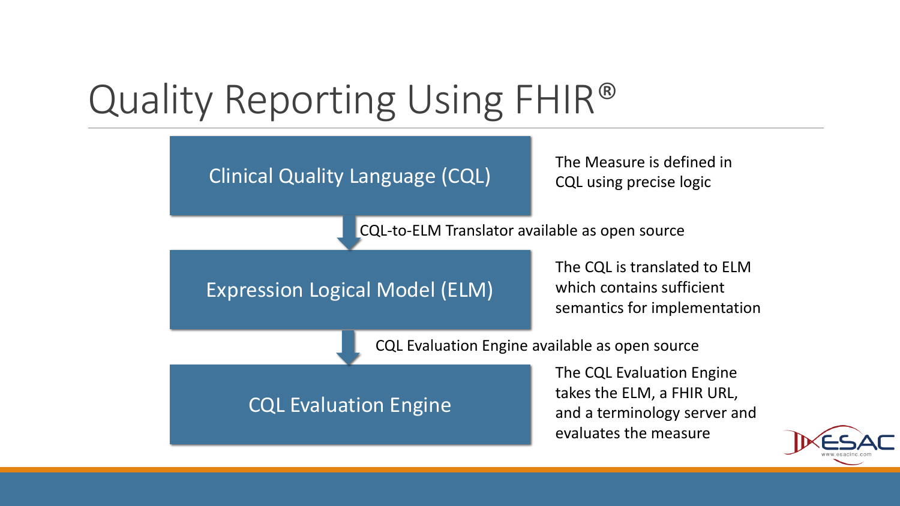# Quality Reporting Using FHIR®

**Clinical Quality Language (CQL)**

The Measure is defined in CQL using precise logic

↓ CQL-to-ELM Translator available as open source

**Expression Logical Model (ELM)**

The CQL is translated to ELM which contains sufficient semantics for implementation

↓ CQL Evaluation Engine available as open source

**CQL Evaluation Engine**

The CQL Evaluation Engine takes the ELM, a FHIR URL, and a terminology server and evaluates the measure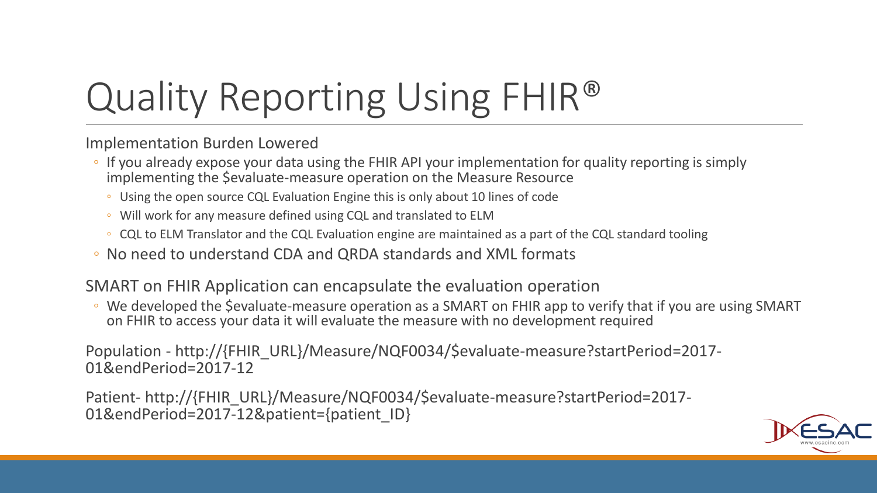# Quality Reporting Using FHIR®

Implementation Burden Lowered

- If you already expose your data using the FHIR API your implementation for quality reporting is simply implementing the $evaluate-measure operation on the Measure Resource
  - Using the open source CQL Evaluation Engine this is only about 10 lines of code
  - Will work for any measure defined using CQL and translated to ELM
  - CQL to ELM Translator and the CQL Evaluation engine are maintained as a part of the CQL standard tooling
- No need to understand CDA and QRDA standards and XML formats

SMART on FHIR Application can encapsulate the evaluation operation

- We developed the $evaluate-measure operation as a SMART on FHIR app to verify that if you are using SMART on FHIR to access your data it will evaluate the measure with no development required

Population - http://{FHIR_URL}/Measure/NQF0034/$evaluate-measure?startPeriod=2017-01&endPeriod=2017-12

Patient- http://{FHIR_URL}/Measure/NQF0034/$evaluate-measure?startPeriod=2017-01&endPeriod=2017-12&patient={patient_ID}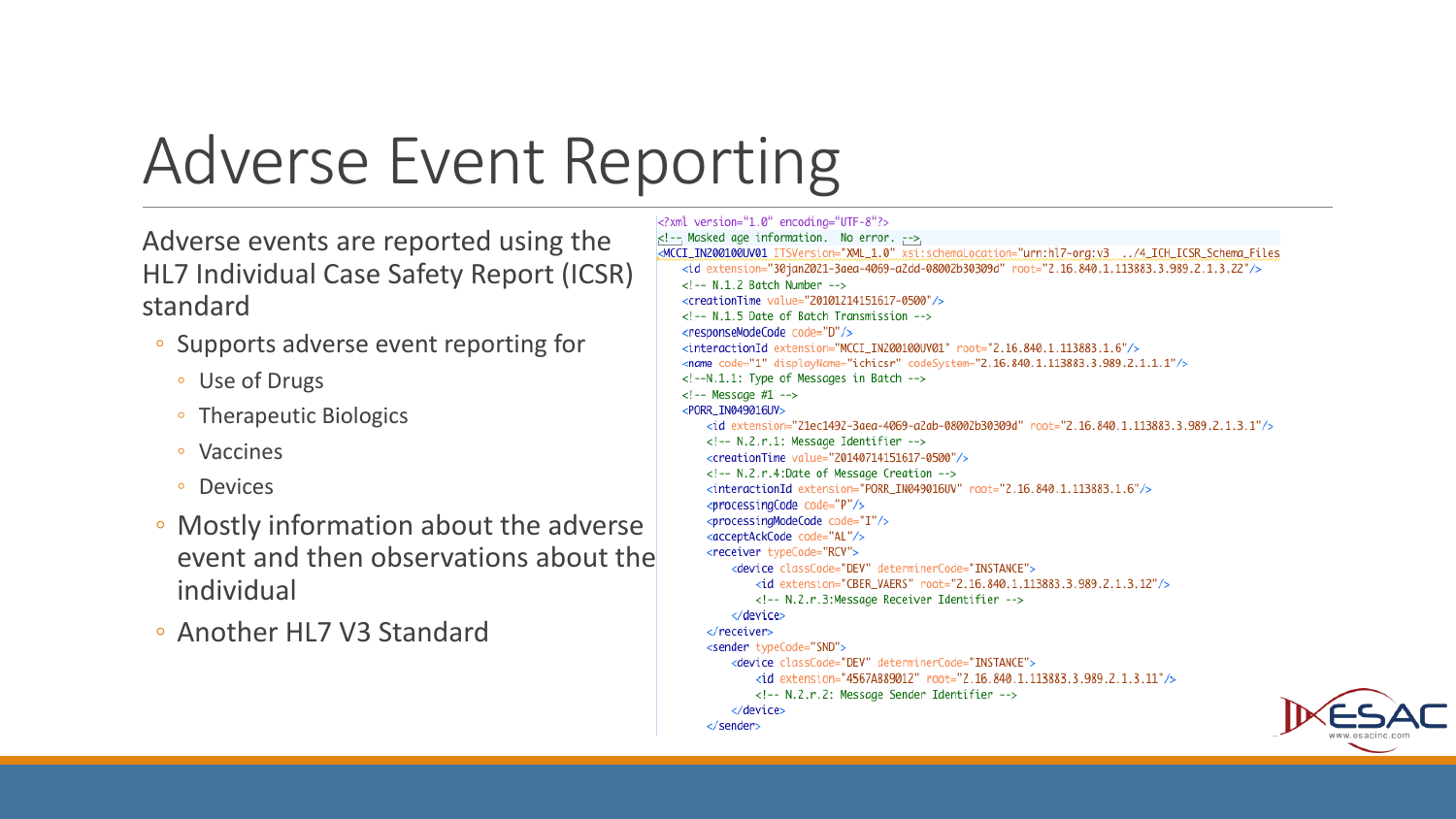# Adverse Event Reporting

Adverse events are reported using the HL7 Individual Case Safety Report (ICSR) standard

- Supports adverse event reporting for
  - Use of Drugs
  - Therapeutic Biologics
  - Vaccines
  - Devices
- Mostly information about the adverse event and then observations about the individual
- Another HL7 V3 Standard

```xml
<?xml version="1.0" encoding="UTF-8"?>
<!-- Masked age information.  No error. -->
<MCCI_IN200100UV01 ITSVersion="XML_1.0" xsi:schemaLocation="urn:hl7-org:v3 ../4_ICH_ICSR_Schema_Files
    <id extension="30jan2021-3aea-4069-a2dd-08002b30309d" root="2.16.840.1.113883.3.989.2.1.3.22"/>
    <!-- N.1.2 Batch Number -->
    <creationTime value="20101214151617-0500"/>
    <!-- N.1.5 Date of Batch Transmission -->
    <responseModeCode code="D"/>
    <interactionId extension="MCCI_IN200100UV01" root="2.16.840.1.113883.1.6"/>
    <name code="1" displayName="ichicsr" codeSystem="2.16.840.1.113883.3.989.2.1.1.1"/>
    <!--N.1.1: Type of Messages in Batch -->
    <!-- Message #1 -->
    <PORR_IN049016UV>
        <id extension="21ec1492-3aea-4069-a2ab-08002b30309d" root="2.16.840.1.113883.3.989.2.1.3.1"/>
        <!-- N.2.r.1: Message Identifier -->
        <creationTime value="20140714151617-0500"/>
        <!-- N.2.r.4:Date of Message Creation -->
        <interactionId extension="PORR_IN049016UV" root="2.16.840.1.113883.1.6"/>
        <processingCode code="P"/>
        <processingModeCode code="T"/>
        <acceptAckCode code="AL"/>
        <receiver typeCode="RCV">
            <device classCode="DEV" determinerCode="INSTANCE">
                <id extension="CBER_VAERS" root="2.16.840.1.113883.3.989.2.1.3.12"/>
                <!-- N.2.r.3:Message Receiver Identifier -->
            </device>
        </receiver>
        <sender typeCode="SND">
            <device classCode="DEV" determinerCode="INSTANCE">
                <id extension="4567A889012" root="2.16.840.1.113883.3.989.2.1.3.11"/>
                <!-- N.2.r.2: Message Sender Identifier -->
            </device>
        </sender>
```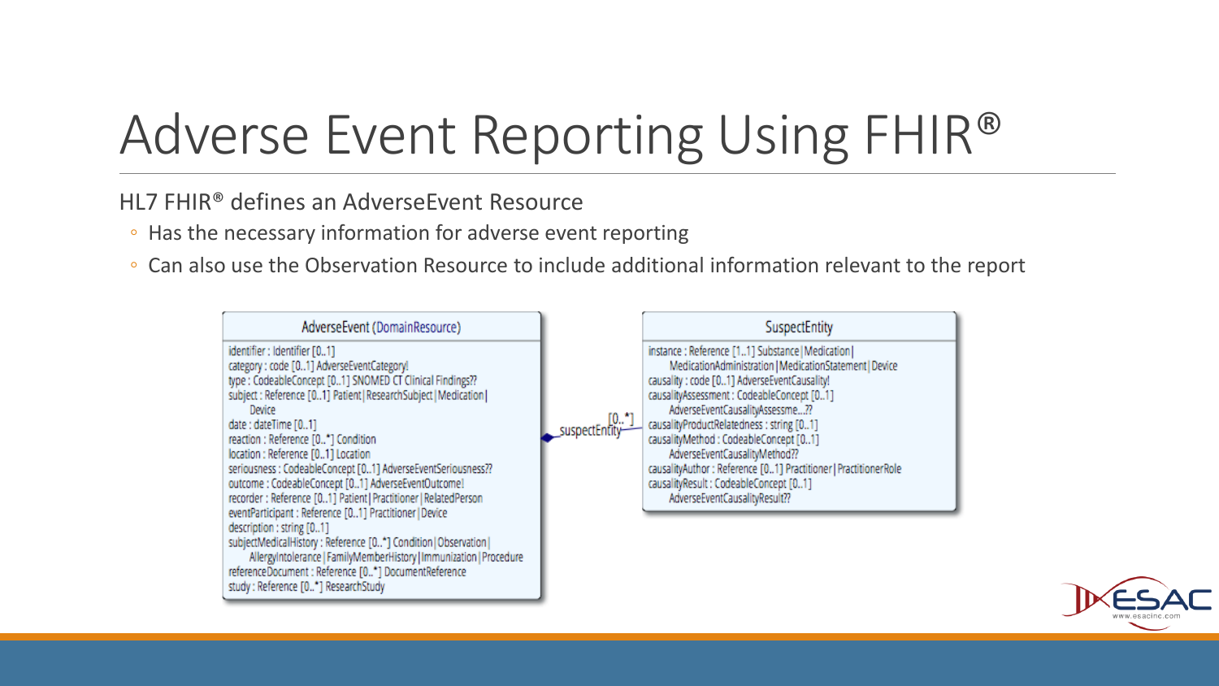# Adverse Event Reporting Using FHIR®

HL7 FHIR® defines an AdverseEvent Resource

- Has the necessary information for adverse event reporting
- Can also use the Observation Resource to include additional information relevant to the report

**AdverseEvent (DomainResource)**

```
identifier : Identifier [0..1]
category : code [0..1] AdverseEventCategory!
type : CodeableConcept [0..1] SNOMED CT Clinical Findings??
subject : Reference [0..1] Patient|ResearchSubject|Medication|
    Device
date : dateTime [0..1]
reaction : Reference [0..*] Condition
location : Reference [0..1] Location
seriousness : CodeableConcept [0..1] AdverseEventSeriousness??
outcome : CodeableConcept [0..1] AdverseEventOutcome!
recorder : Reference [0..1] Patient|Practitioner|RelatedPerson
eventParticipant : Reference [0..1] Practitioner|Device
description : string [0..1]
subjectMedicalHistory : Reference [0..*] Condition|Observation|
    AllergyIntolerance|FamilyMemberHistory|Immunization|Procedure
referenceDocument : Reference [0..*] DocumentReference
study : Reference [0..*] ResearchStudy
```

suspectEntity [0..*]

**SuspectEntity**

```
instance : Reference [1..1] Substance|Medication|
    MedicationAdministration|MedicationStatement|Device
causality : code [0..1] AdverseEventCausality!
causalityAssessment : CodeableConcept [0..1]
    AdverseEventCausalityAssessme...??
causalityProductRelatedness : string [0..1]
causalityMethod : CodeableConcept [0..1]
    AdverseEventCausalityMethod??
causalityAuthor : Reference [0..1] Practitioner|PractitionerRole
causalityResult : CodeableConcept [0..1]
    AdverseEventCausalityResult??
```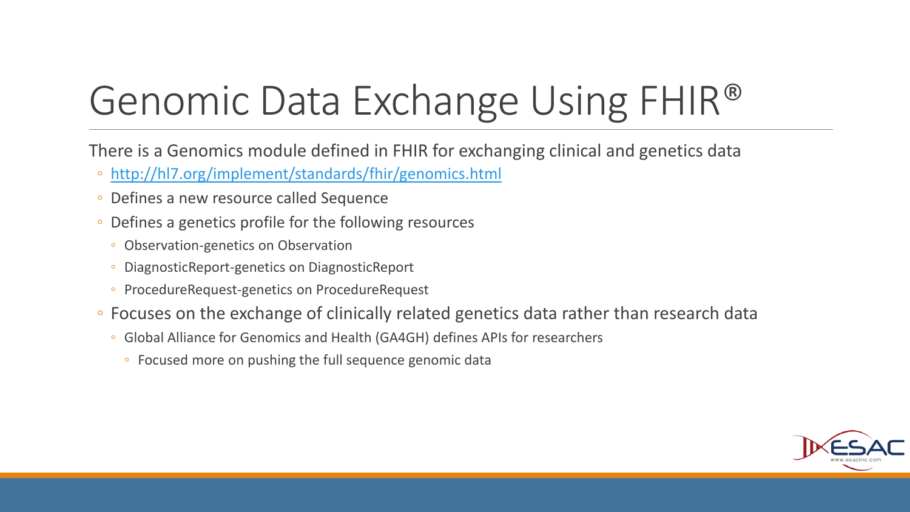# Genomic Data Exchange Using FHIR®

There is a Genomics module defined in FHIR for exchanging clinical and genetics data

- http://hl7.org/implement/standards/fhir/genomics.html
- Defines a new resource called Sequence
- Defines a genetics profile for the following resources
  - Observation-genetics on Observation
  - DiagnosticReport-genetics on DiagnosticReport
  - ProcedureRequest-genetics on ProcedureRequest
- Focuses on the exchange of clinically related genetics data rather than research data
  - Global Alliance for Genomics and Health (GA4GH) defines APIs for researchers
    - Focused more on pushing the full sequence genomic data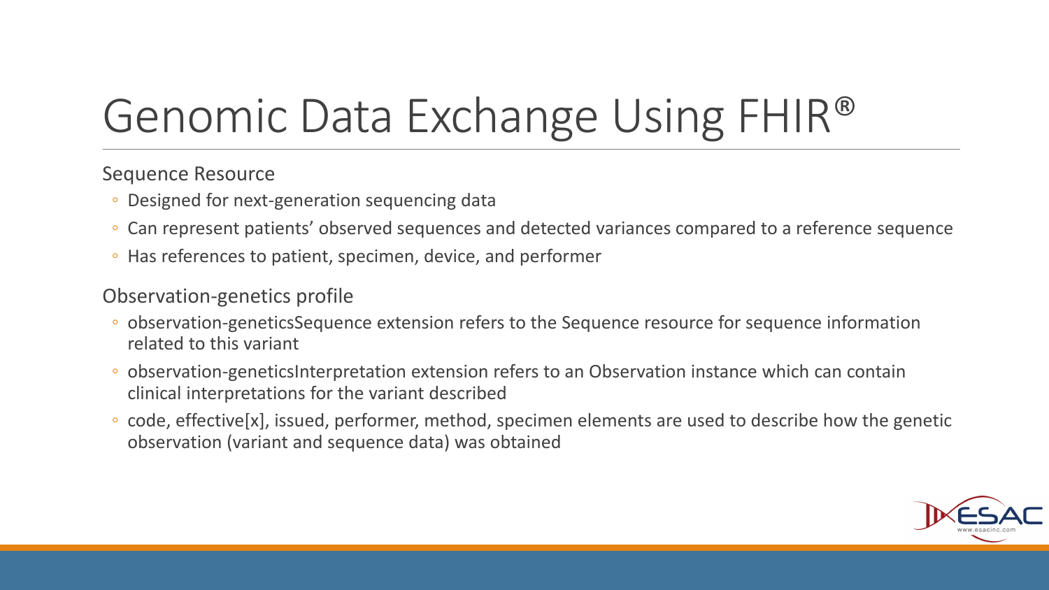# Genomic Data Exchange Using FHIR®

Sequence Resource

- Designed for next-generation sequencing data
- Can represent patients' observed sequences and detected variances compared to a reference sequence
- Has references to patient, specimen, device, and performer

Observation-genetics profile

- observation-geneticsSequence extension refers to the Sequence resource for sequence information related to this variant
- observation-geneticsInterpretation extension refers to an Observation instance which can contain clinical interpretations for the variant described
- code, effective[x], issued, performer, method, specimen elements are used to describe how the genetic observation (variant and sequence data) was obtained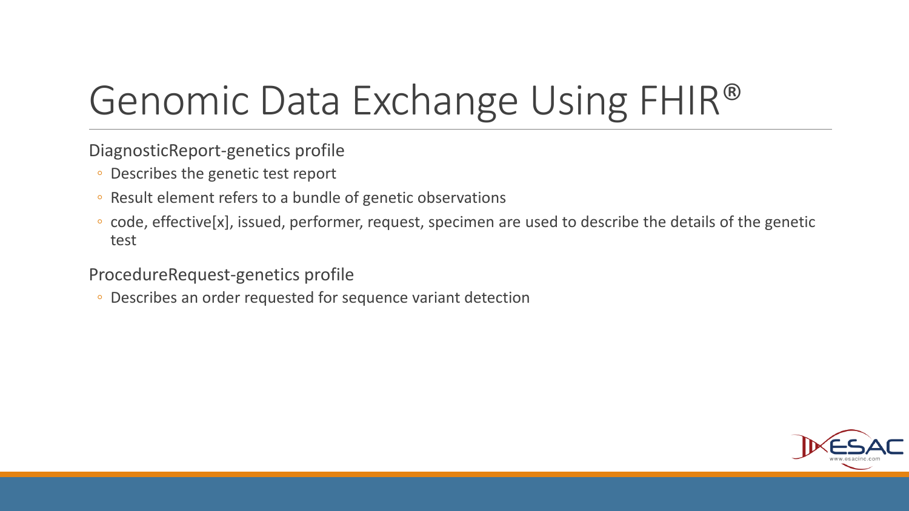# Genomic Data Exchange Using FHIR®

DiagnosticReport-genetics profile

- Describes the genetic test report
- Result element refers to a bundle of genetic observations
- code, effective[x], issued, performer, request, specimen are used to describe the details of the genetic test

ProcedureRequest-genetics profile

- Describes an order requested for sequence variant detection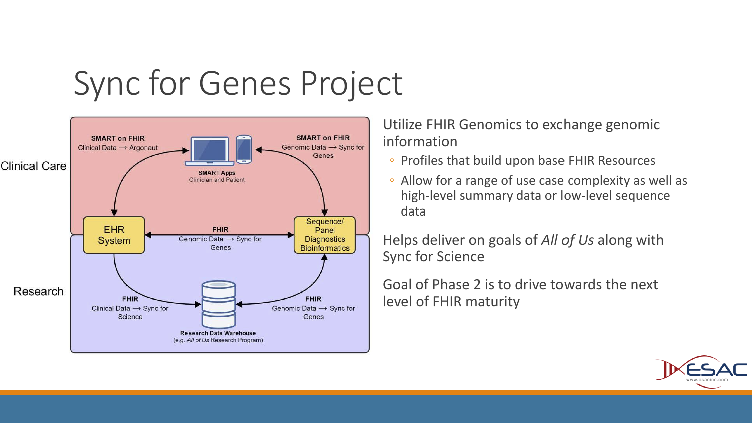# Sync for Genes Project

Clinical Care

SMART on FHIR
Clinical Data ⟶ Argonaut

SMART Apps
Clinician and Patient

SMART on FHIR
Genomic Data ⟶ Sync for Genes

EHR System

FHIR
Genomic Data ⟶ Sync for Genes

Sequence/ Panel Diagnostics Bioinformatics

Research

FHIR
Clinical Data ⟶ Sync for Science

Research Data Warehouse
(e.g. *All of Us* Research Program)

FHIR
Genomic Data ⟶ Sync for Genes

Utilize FHIR Genomics to exchange genomic information

- Profiles that build upon base FHIR Resources
- Allow for a range of use case complexity as well as high-level summary data or low-level sequence data

Helps deliver on goals of *All of Us* along with Sync for Science

Goal of Phase 2 is to drive towards the next level of FHIR maturity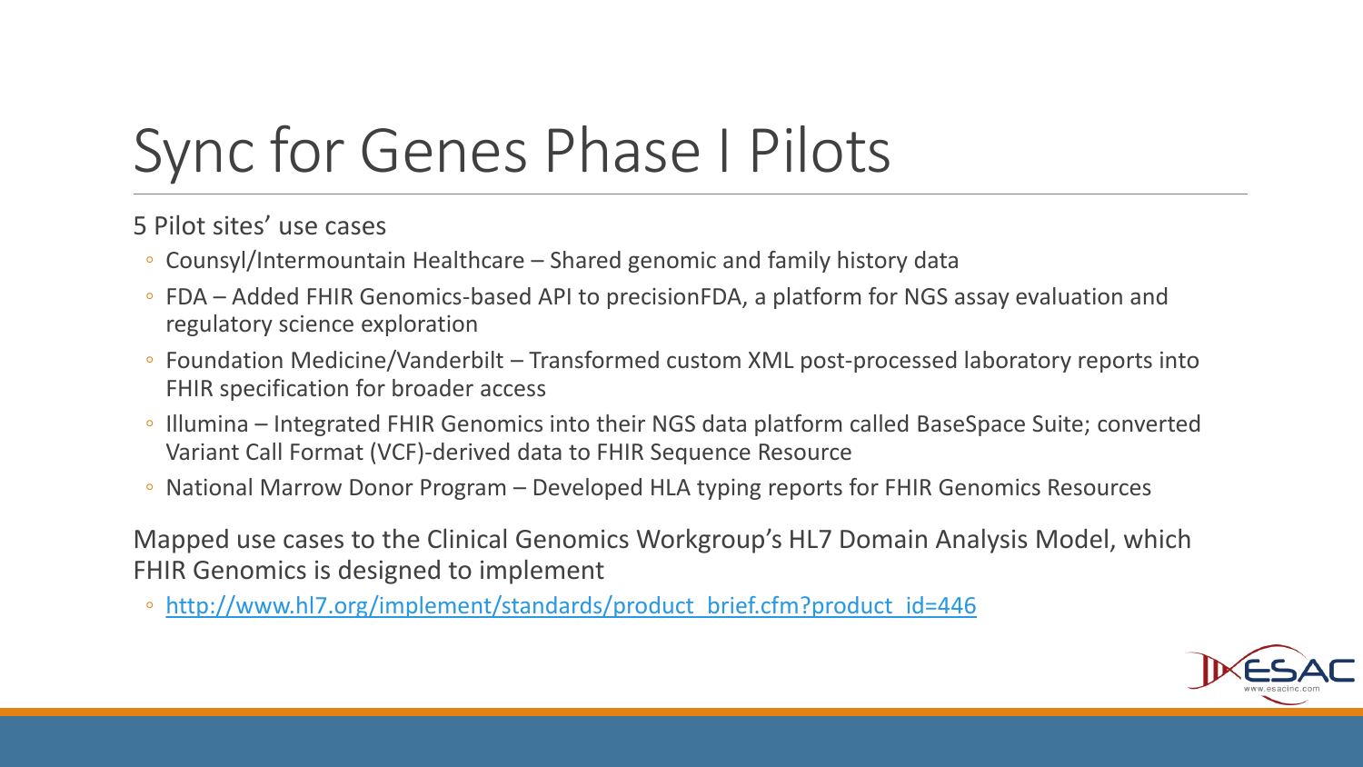# Sync for Genes Phase I Pilots

5 Pilot sites' use cases

- Counsyl/Intermountain Healthcare – Shared genomic and family history data
- FDA – Added FHIR Genomics-based API to precisionFDA, a platform for NGS assay evaluation and regulatory science exploration
- Foundation Medicine/Vanderbilt – Transformed custom XML post-processed laboratory reports into FHIR specification for broader access
- Illumina – Integrated FHIR Genomics into their NGS data platform called BaseSpace Suite; converted Variant Call Format (VCF)-derived data to FHIR Sequence Resource
- National Marrow Donor Program – Developed HLA typing reports for FHIR Genomics Resources

Mapped use cases to the Clinical Genomics Workgroup's HL7 Domain Analysis Model, which FHIR Genomics is designed to implement

- http://www.hl7.org/implement/standards/product_brief.cfm?product_id=446